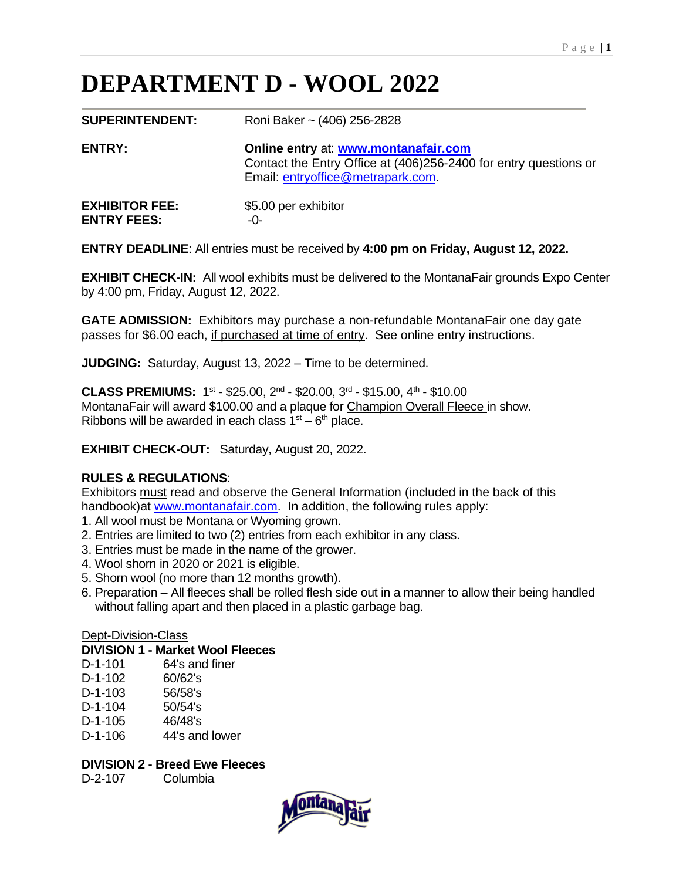# DEPARTMENT D - WOOL 2022

**SUPERINTENDENT:** Roni Baker ~ (406) 256-2828

**ENTRY:** **Online entry** at: **www.montanafair.com**
Contact the Entry Office at (406)256-2400 for entry questions or Email: entryoffice@metrapark.com.

**EXHIBITOR FEE:** $5.00 per exhibitor
**ENTRY FEES:** -0-

**ENTRY DEADLINE**: All entries must be received by **4:00 pm on Friday, August 12, 2022.**

**EXHIBIT CHECK-IN:** All wool exhibits must be delivered to the MontanaFair grounds Expo Center by 4:00 pm, Friday, August 12, 2022.

**GATE ADMISSION:** Exhibitors may purchase a non-refundable MontanaFair one day gate passes for $6.00 each, if purchased at time of entry. See online entry instructions.

**JUDGING:** Saturday, August 13, 2022 – Time to be determined.

**CLASS PREMIUMS:** 1st - $25.00, 2nd - $20.00, 3rd - $15.00, 4th - $10.00
MontanaFair will award $100.00 and a plaque for Champion Overall Fleece in show.
Ribbons will be awarded in each class 1st – 6th place.

**EXHIBIT CHECK-OUT:** Saturday, August 20, 2022.

**RULES & REGULATIONS**:
Exhibitors must read and observe the General Information (included in the back of this handbook)at www.montanafair.com. In addition, the following rules apply:

1. All wool must be Montana or Wyoming grown.
2. Entries are limited to two (2) entries from each exhibitor in any class.
3. Entries must be made in the name of the grower.
4. Wool shorn in 2020 or 2021 is eligible.
5. Shorn wool (no more than 12 months growth).
6. Preparation – All fleeces shall be rolled flesh side out in a manner to allow their being handled without falling apart and then placed in a plastic garbage bag.

Dept-Division-Class

**DIVISION 1 - Market Wool Fleeces**

D-1-101 64's and finer
D-1-102 60/62's
D-1-103 56/58's
D-1-104 50/54's
D-1-105 46/48's
D-1-106 44's and lower

**DIVISION 2 - Breed Ewe Fleeces**

D-2-107 Columbia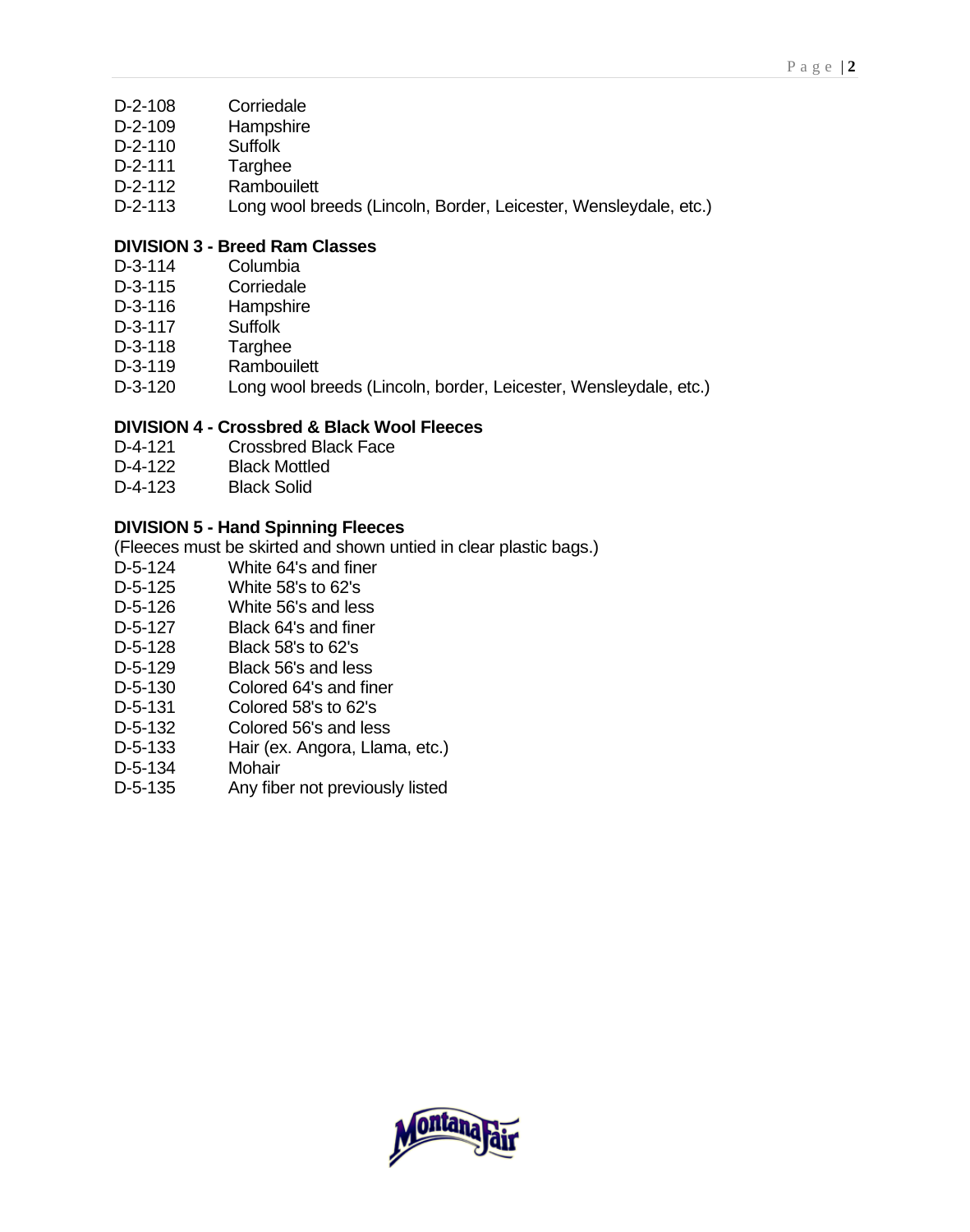D-2-108 Corriedale
D-2-109 Hampshire
D-2-110 Suffolk
D-2-111 Targhee
D-2-112 Rambouilett
D-2-113 Long wool breeds (Lincoln, Border, Leicester, Wensleydale, etc.)

**DIVISION 3 - Breed Ram Classes**

D-3-114 Columbia
D-3-115 Corriedale
D-3-116 Hampshire
D-3-117 Suffolk
D-3-118 Targhee
D-3-119 Rambouilett
D-3-120 Long wool breeds (Lincoln, border, Leicester, Wensleydale, etc.)

**DIVISION 4 - Crossbred & Black Wool Fleeces**

D-4-121 Crossbred Black Face
D-4-122 Black Mottled
D-4-123 Black Solid

**DIVISION 5 - Hand Spinning Fleeces**

(Fleeces must be skirted and shown untied in clear plastic bags.)

D-5-124 White 64's and finer
D-5-125 White 58's to 62's
D-5-126 White 56's and less
D-5-127 Black 64's and finer
D-5-128 Black 58's to 62's
D-5-129 Black 56's and less
D-5-130 Colored 64's and finer
D-5-131 Colored 58's to 62's
D-5-132 Colored 56's and less
D-5-133 Hair (ex. Angora, Llama, etc.)
D-5-134 Mohair
D-5-135 Any fiber not previously listed